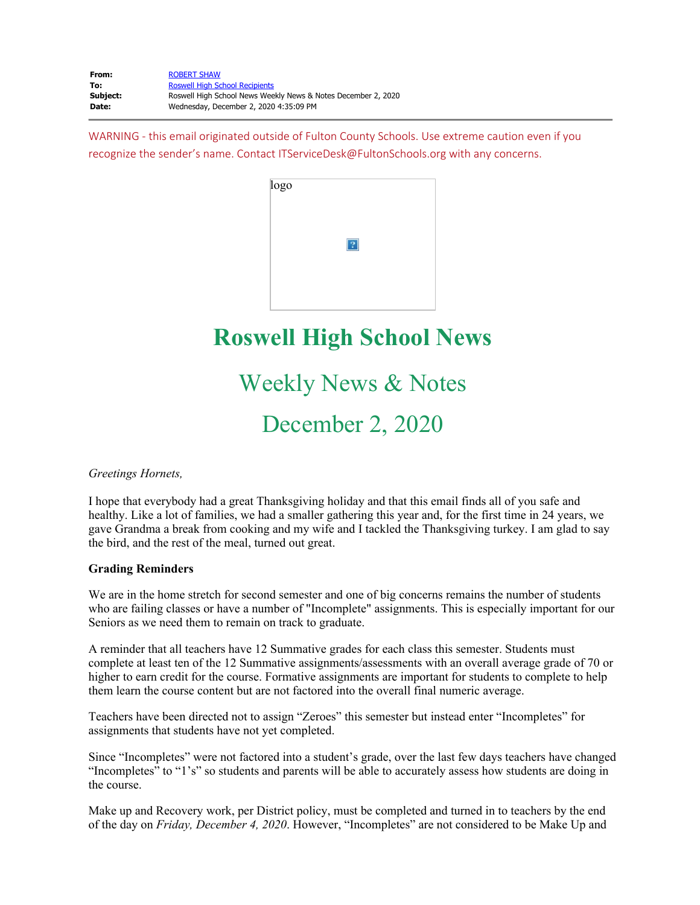| | |
|---|---|
| **From:** | ROBERT SHAW |
| **To:** | Roswell High School Recipients |
| **Subject:** | Roswell High School News Weekly News & Notes December 2, 2020 |
| **Date:** | Wednesday, December 2, 2020 4:35:09 PM |

WARNING - this email originated outside of Fulton County Schools. Use extreme caution even if you recognize the sender's name. Contact ITServiceDesk@FultonSchools.org with any concerns.

logo

# Roswell High School News

## Weekly News & Notes

## December 2, 2020

*Greetings Hornets,*

I hope that everybody had a great Thanksgiving holiday and that this email finds all of you safe and healthy. Like a lot of families, we had a smaller gathering this year and, for the first time in 24 years, we gave Grandma a break from cooking and my wife and I tackled the Thanksgiving turkey. I am glad to say the bird, and the rest of the meal, turned out great.

**Grading Reminders**

We are in the home stretch for second semester and one of big concerns remains the number of students who are failing classes or have a number of "Incomplete" assignments. This is especially important for our Seniors as we need them to remain on track to graduate.

A reminder that all teachers have 12 Summative grades for each class this semester. Students must complete at least ten of the 12 Summative assignments/assessments with an overall average grade of 70 or higher to earn credit for the course. Formative assignments are important for students to complete to help them learn the course content but are not factored into the overall final numeric average.

Teachers have been directed not to assign "Zeroes" this semester but instead enter "Incompletes" for assignments that students have not yet completed.

Since "Incompletes" were not factored into a student's grade, over the last few days teachers have changed "Incompletes" to "1's" so students and parents will be able to accurately assess how students are doing in the course.

Make up and Recovery work, per District policy, must be completed and turned in to teachers by the end of the day on *Friday, December 4, 2020*. However, "Incompletes" are not considered to be Make Up and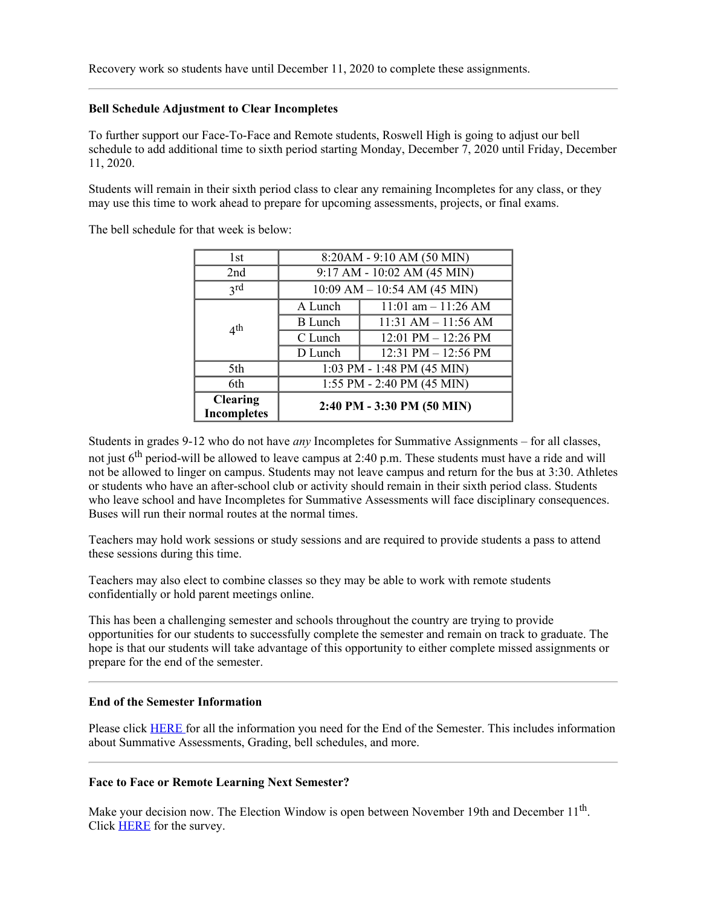Recovery work so students have until December 11, 2020 to complete these assignments.

---

**Bell Schedule Adjustment to Clear Incompletes**

To further support our Face-To-Face and Remote students, Roswell High is going to adjust our bell schedule to add additional time to sixth period starting Monday, December 7, 2020 until Friday, December 11, 2020.

Students will remain in their sixth period class to clear any remaining Incompletes for any class, or they may use this time to work ahead to prepare for upcoming assessments, projects, or final exams.

The bell schedule for that week is below:

| 1st | 8:20AM - 9:10 AM (50 MIN) | |
|---|---|---|
| 2nd | 9:17 AM - 10:02 AM (45 MIN) | |
| 3rd | 10:09 AM – 10:54 AM (45 MIN) | |
| 4th | A Lunch | 11:01 am – 11:26 AM |
| | B Lunch | 11:31 AM – 11:56 AM |
| | C Lunch | 12:01 PM – 12:26 PM |
| | D Lunch | 12:31 PM – 12:56 PM |
| 5th | 1:03 PM - 1:48 PM (45 MIN) | |
| 6th | 1:55 PM - 2:40 PM (45 MIN) | |
| **Clearing Incompletes** | **2:40 PM - 3:30 PM (50 MIN)** | |

Students in grades 9-12 who do not have *any* Incompletes for Summative Assignments – for all classes, not just 6th period-will be allowed to leave campus at 2:40 p.m. These students must have a ride and will not be allowed to linger on campus. Students may not leave campus and return for the bus at 3:30. Athletes or students who have an after-school club or activity should remain in their sixth period class. Students who leave school and have Incompletes for Summative Assessments will face disciplinary consequences. Buses will run their normal routes at the normal times.

Teachers may hold work sessions or study sessions and are required to provide students a pass to attend these sessions during this time.

Teachers may also elect to combine classes so they may be able to work with remote students confidentially or hold parent meetings online.

This has been a challenging semester and schools throughout the country are trying to provide opportunities for our students to successfully complete the semester and remain on track to graduate. The hope is that our students will take advantage of this opportunity to either complete missed assignments or prepare for the end of the semester.

---

**End of the Semester Information**

Please click HERE for all the information you need for the End of the Semester. This includes information about Summative Assessments, Grading, bell schedules, and more.

---

**Face to Face or Remote Learning Next Semester?**

Make your decision now. The Election Window is open between November 19th and December 11th. Click HERE for the survey.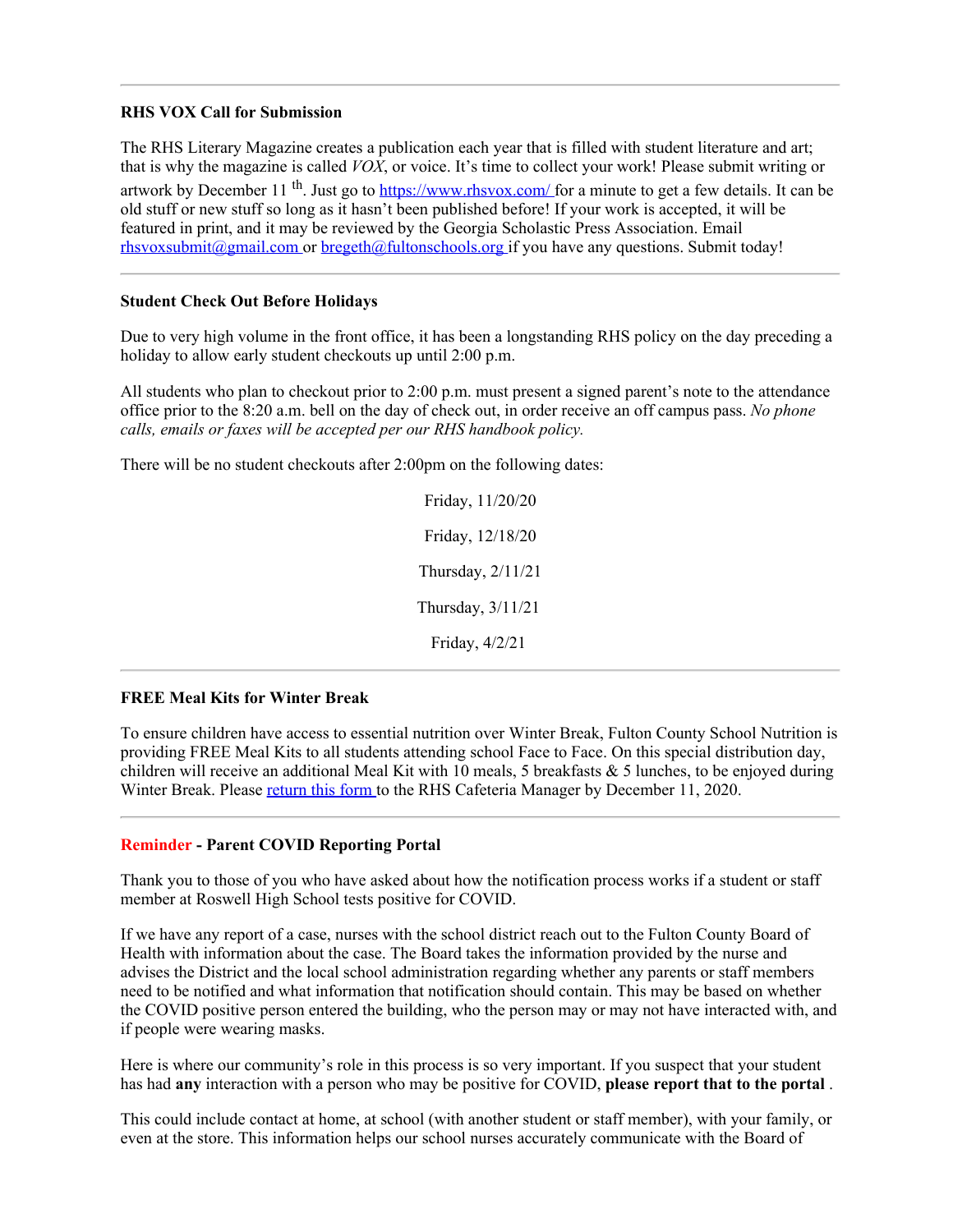---

**RHS VOX Call for Submission**

The RHS Literary Magazine creates a publication each year that is filled with student literature and art; that is why the magazine is called *VOX*, or voice. It's time to collect your work! Please submit writing or artwork by December 11th. Just go to https://www.rhsvox.com/ for a minute to get a few details. It can be old stuff or new stuff so long as it hasn't been published before! If your work is accepted, it will be featured in print, and it may be reviewed by the Georgia Scholastic Press Association. Email rhsvoxsubmit@gmail.com or bregeth@fultonschools.org if you have any questions. Submit today!

---

**Student Check Out Before Holidays**

Due to very high volume in the front office, it has been a longstanding RHS policy on the day preceding a holiday to allow early student checkouts up until 2:00 p.m.

All students who plan to checkout prior to 2:00 p.m. must present a signed parent's note to the attendance office prior to the 8:20 a.m. bell on the day of check out, in order receive an off campus pass. *No phone calls, emails or faxes will be accepted per our RHS handbook policy.*

There will be no student checkouts after 2:00pm on the following dates:

Friday, 11/20/20

Friday, 12/18/20

Thursday, 2/11/21

Thursday, 3/11/21

Friday, 4/2/21

---

**FREE Meal Kits for Winter Break**

To ensure children have access to essential nutrition over Winter Break, Fulton County School Nutrition is providing FREE Meal Kits to all students attending school Face to Face. On this special distribution day, children will receive an additional Meal Kit with 10 meals, 5 breakfasts & 5 lunches, to be enjoyed during Winter Break. Please return this form to the RHS Cafeteria Manager by December 11, 2020.

---

**Reminder - Parent COVID Reporting Portal**

Thank you to those of you who have asked about how the notification process works if a student or staff member at Roswell High School tests positive for COVID.

If we have any report of a case, nurses with the school district reach out to the Fulton County Board of Health with information about the case. The Board takes the information provided by the nurse and advises the District and the local school administration regarding whether any parents or staff members need to be notified and what information that notification should contain. This may be based on whether the COVID positive person entered the building, who the person may or may not have interacted with, and if people were wearing masks.

Here is where our community's role in this process is so very important. If you suspect that your student has had **any** interaction with a person who may be positive for COVID, **please report that to the portal** .

This could include contact at home, at school (with another student or staff member), with your family, or even at the store. This information helps our school nurses accurately communicate with the Board of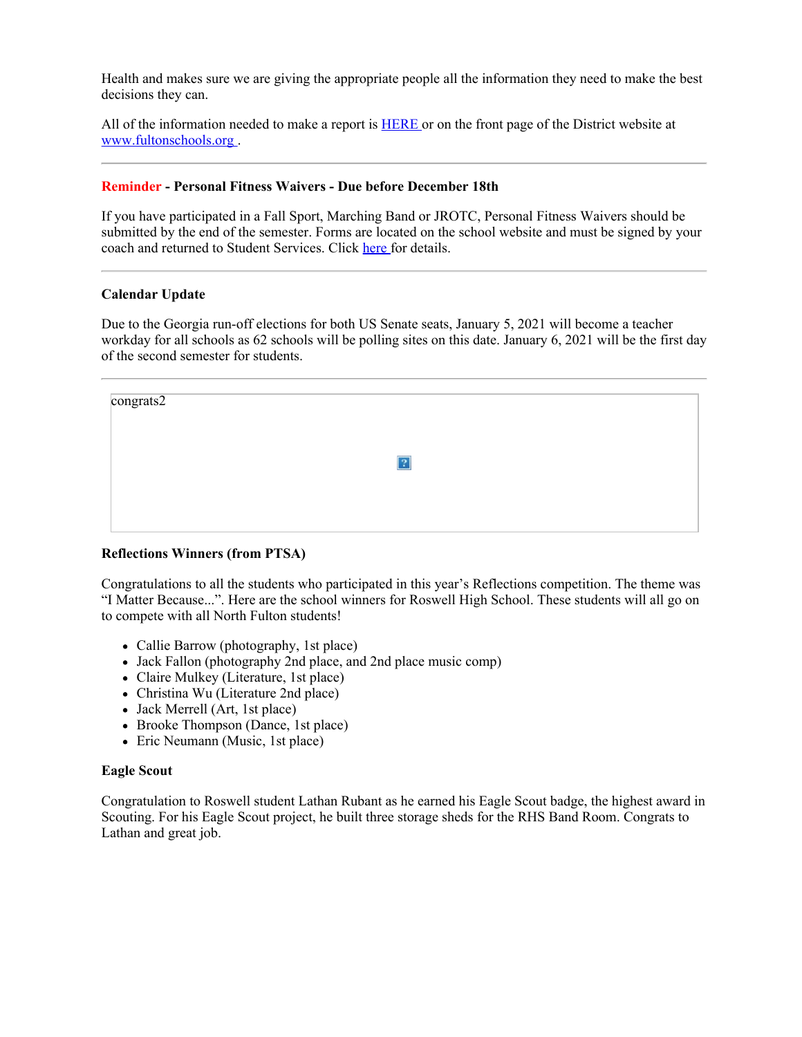Health and makes sure we are giving the appropriate people all the information they need to make the best decisions they can.

All of the information needed to make a report is HERE or on the front page of the District website at www.fultonschools.org .

---

**Reminder - Personal Fitness Waivers - Due before December 18th**

If you have participated in a Fall Sport, Marching Band or JROTC, Personal Fitness Waivers should be submitted by the end of the semester. Forms are located on the school website and must be signed by your coach and returned to Student Services. Click here for details.

---

**Calendar Update**

Due to the Georgia run-off elections for both US Senate seats, January 5, 2021 will become a teacher workday for all schools as 62 schools will be polling sites on this date. January 6, 2021 will be the first day of the second semester for students.

---

congrats2

**Reflections Winners (from PTSA)**

Congratulations to all the students who participated in this year's Reflections competition. The theme was "I Matter Because...". Here are the school winners for Roswell High School. These students will all go on to compete with all North Fulton students!

- Callie Barrow (photography, 1st place)
- Jack Fallon (photography 2nd place, and 2nd place music comp)
- Claire Mulkey (Literature, 1st place)
- Christina Wu (Literature 2nd place)
- Jack Merrell (Art, 1st place)
- Brooke Thompson (Dance, 1st place)
- Eric Neumann (Music, 1st place)

**Eagle Scout**

Congratulation to Roswell student Lathan Rubant as he earned his Eagle Scout badge, the highest award in Scouting. For his Eagle Scout project, he built three storage sheds for the RHS Band Room. Congrats to Lathan and great job.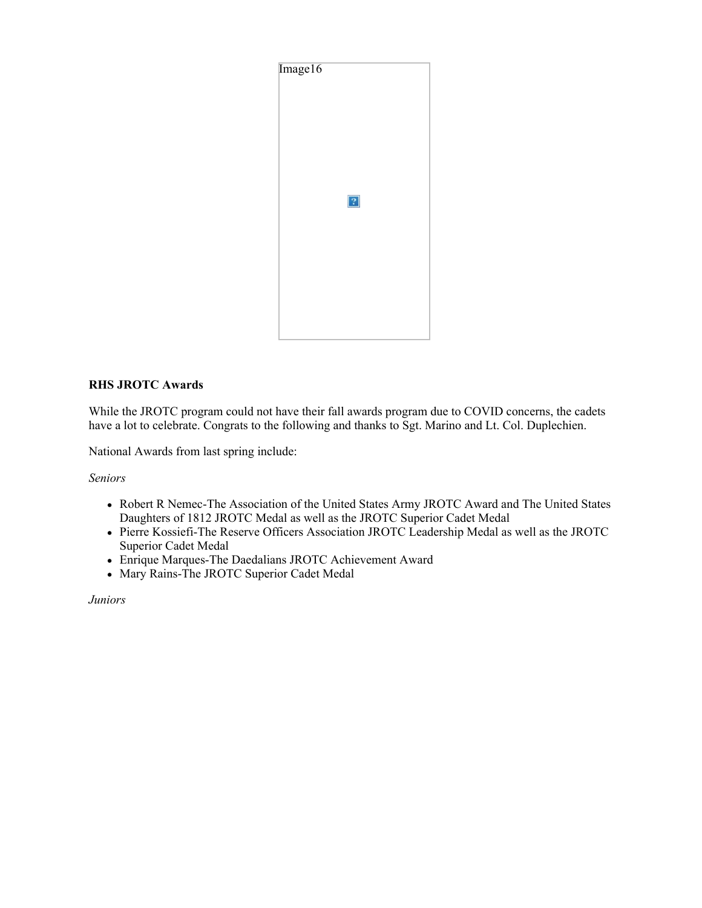Image16

**RHS JROTC Awards**

While the JROTC program could not have their fall awards program due to COVID concerns, the cadets have a lot to celebrate. Congrats to the following and thanks to Sgt. Marino and Lt. Col. Duplechien.

National Awards from last spring include:

*Seniors*

- Robert R Nemec-The Association of the United States Army JROTC Award and The United States Daughters of 1812 JROTC Medal as well as the JROTC Superior Cadet Medal
- Pierre Kossiefi-The Reserve Officers Association JROTC Leadership Medal as well as the JROTC Superior Cadet Medal
- Enrique Marques-The Daedalians JROTC Achievement Award
- Mary Rains-The JROTC Superior Cadet Medal

*Juniors*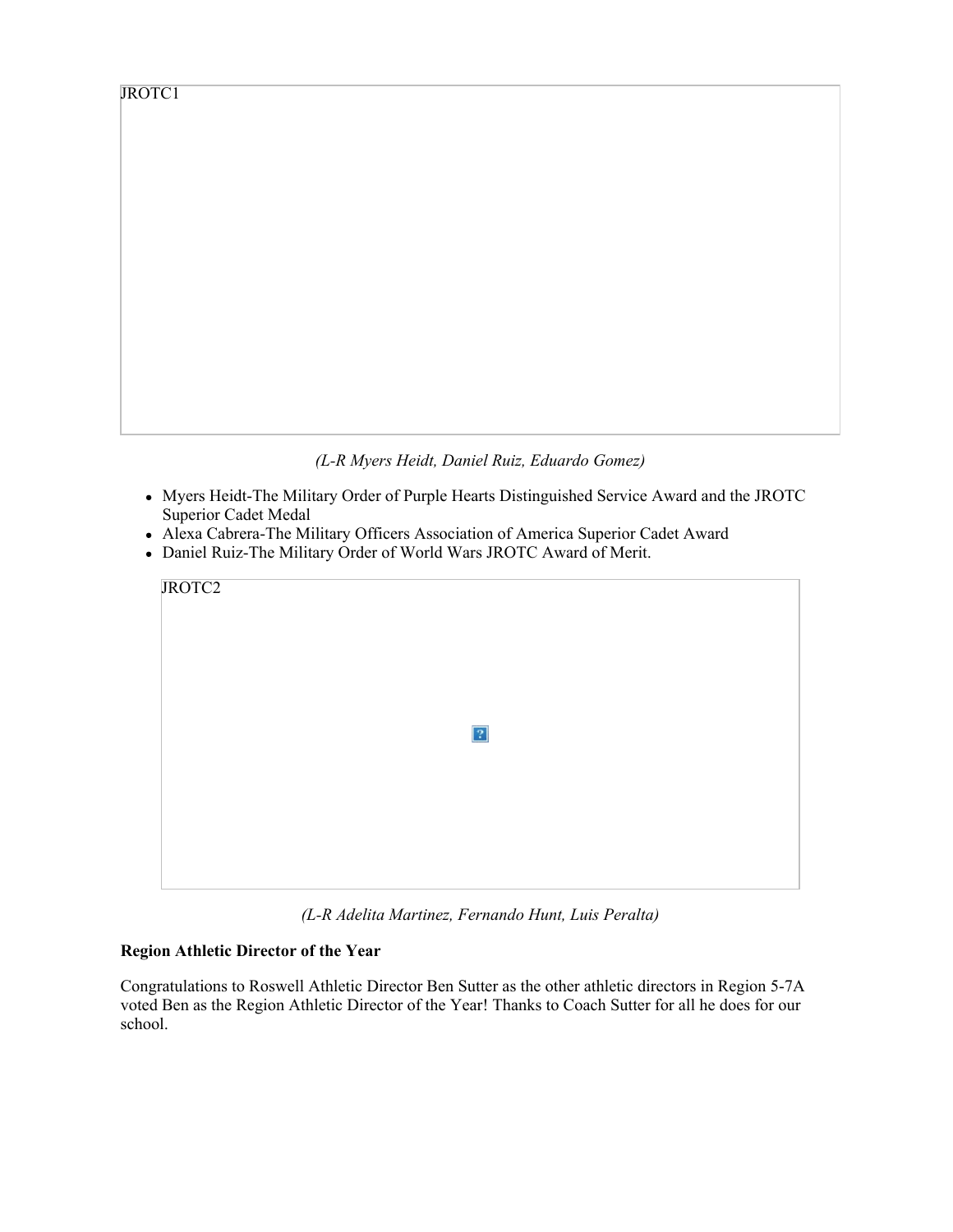JROTC1

*(L-R Myers Heidt, Daniel Ruiz, Eduardo Gomez)*

- Myers Heidt-The Military Order of Purple Hearts Distinguished Service Award and the JROTC Superior Cadet Medal
- Alexa Cabrera-The Military Officers Association of America Superior Cadet Award
- Daniel Ruiz-The Military Order of World Wars JROTC Award of Merit.

JROTC2

*(L-R Adelita Martinez, Fernando Hunt, Luis Peralta)*

**Region Athletic Director of the Year**

Congratulations to Roswell Athletic Director Ben Sutter as the other athletic directors in Region 5-7A voted Ben as the Region Athletic Director of the Year! Thanks to Coach Sutter for all he does for our school.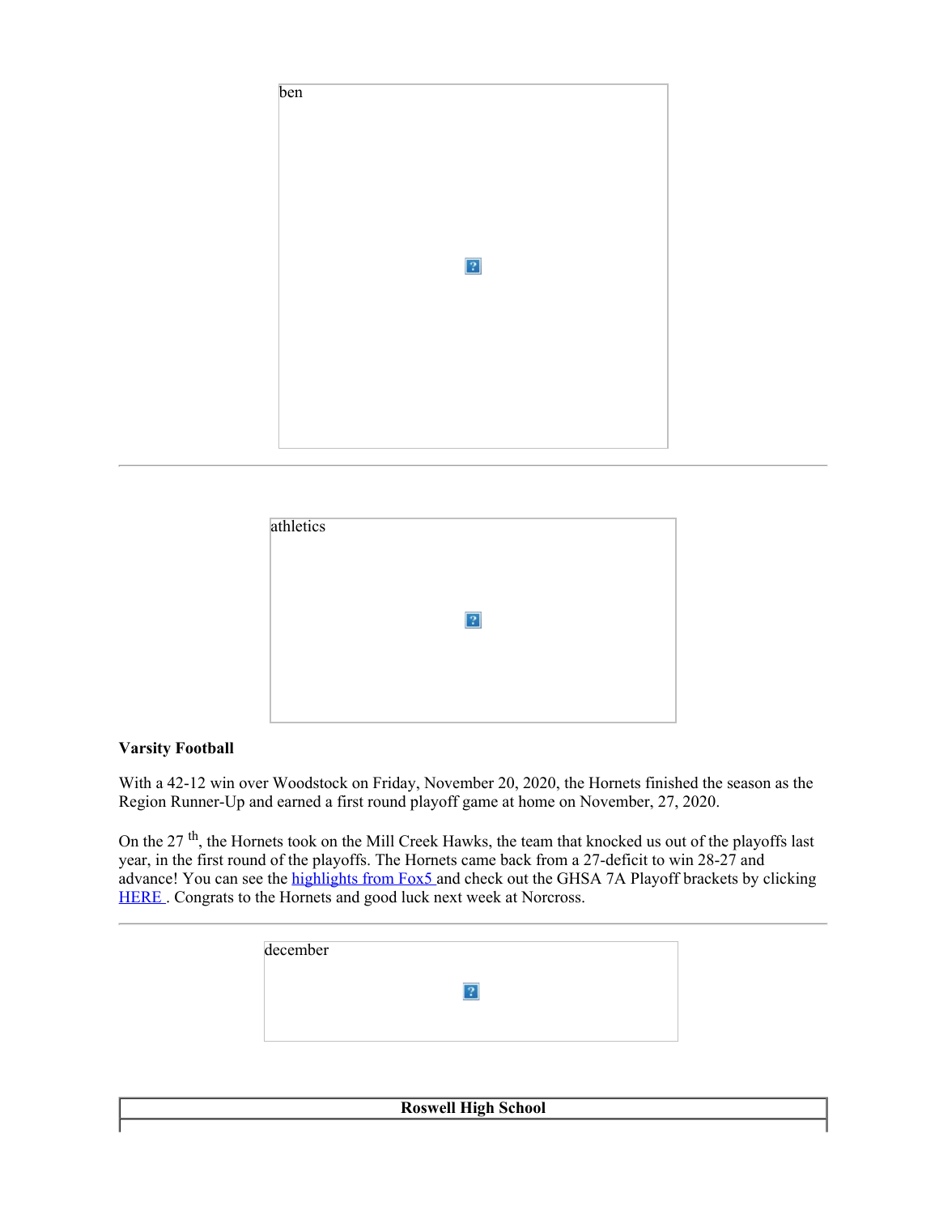ben

---

athletics

**Varsity Football**

With a 42-12 win over Woodstock on Friday, November 20, 2020, the Hornets finished the season as the Region Runner-Up and earned a first round playoff game at home on November, 27, 2020.

On the 27 th, the Hornets took on the Mill Creek Hawks, the team that knocked us out of the playoffs last year, in the first round of the playoffs. The Hornets came back from a 27-deficit to win 28-27 and advance! You can see the highlights from Fox5 and check out the GHSA 7A Playoff brackets by clicking HERE . Congrats to the Hornets and good luck next week at Norcross.

---

december

| Roswell High School |
|---|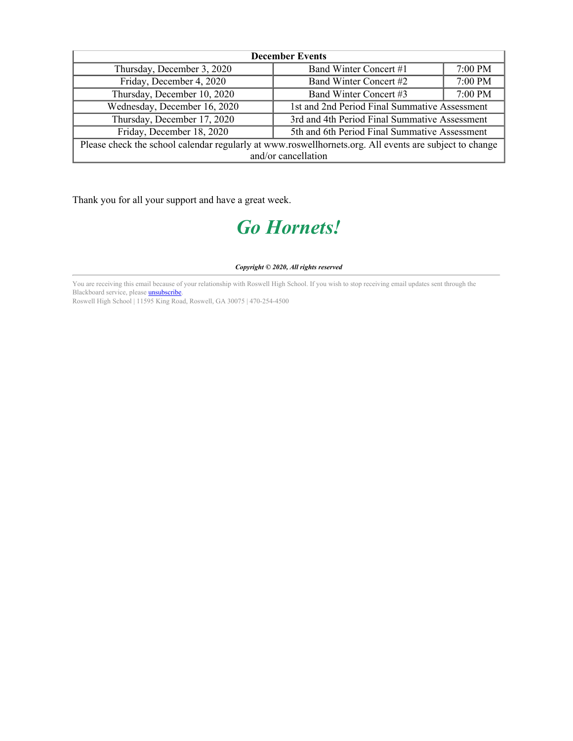| December Events | | |
| --- | --- | --- |
| Thursday, December 3, 2020 | Band Winter Concert #1 | 7:00 PM |
| Friday, December 4, 2020 | Band Winter Concert #2 | 7:00 PM |
| Thursday, December 10, 2020 | Band Winter Concert #3 | 7:00 PM |
| Wednesday, December 16, 2020 | 1st and 2nd Period Final Summative Assessment | |
| Thursday, December 17, 2020 | 3rd and 4th Period Final Summative Assessment | |
| Friday, December 18, 2020 | 5th and 6th Period Final Summative Assessment | |
| Please check the school calendar regularly at www.roswellhornets.org. All events are subject to change and/or cancellation | | |

Thank you for all your support and have a great week.

***Go Hornets!***

***Copyright © 2020, All rights reserved***

---

You are receiving this email because of your relationship with Roswell High School. If you wish to stop receiving email updates sent through the Blackboard service, please unsubscribe.
Roswell High School | 11595 King Road, Roswell, GA 30075 | 470-254-4500